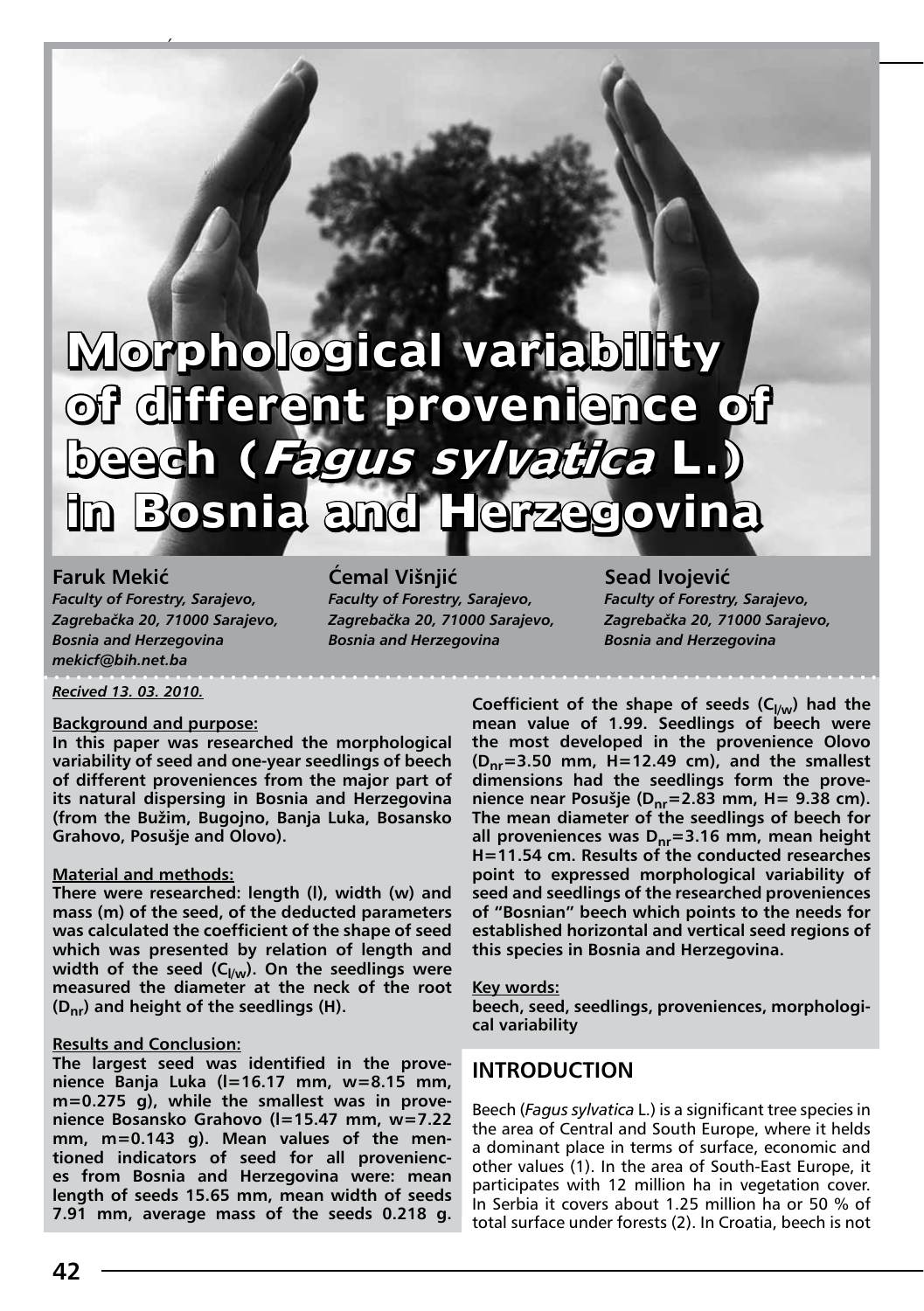# Morphological variability of different provenience of beech (*Fagus sylvatica* L.) in Bosnia and Herzegovina

**Faruk Mekić**
*Faculty of Forestry, Sarajevo, Zagrebačka 20, 71000 Sarajevo, Bosnia and Herzegovina*
*mekicf@bih.net.ba*

**Ćemal Višnjić**
*Faculty of Forestry, Sarajevo, Zagrebačka 20, 71000 Sarajevo, Bosnia and Herzegovina*

**Sead Ivojević**
*Faculty of Forestry, Sarajevo, Zagrebačka 20, 71000 Sarajevo, Bosnia and Herzegovina*

*Recived 13. 03. 2010.*

**Background and purpose:**

**In this paper was researched the morphological variability of seed and one-year seedlings of beech of different proveniences from the major part of its natural dispersing in Bosnia and Herzegovina (from the Bužim, Bugojno, Banja Luka, Bosansko Grahovo, Posušje and Olovo).**

**Material and methods:**

**There were researched: length (l), width (w) and mass (m) of the seed, of the deducted parameters was calculated the coefficient of the shape of seed which was presented by relation of length and width of the seed ($C_{l/w}$). On the seedlings were measured the diameter at the neck of the root ($D_{nr}$) and height of the seedlings (H).**

**Results and Conclusion:**

**The largest seed was identified in the provenience Banja Luka (l=16.17 mm, w=8.15 mm, m=0.275 g), while the smallest was in provenience Bosansko Grahovo (l=15.47 mm, w=7.22 mm, m=0.143 g). Mean values of the mentioned indicators of seed for all proveniences from Bosnia and Herzegovina were: mean length of seeds 15.65 mm, mean width of seeds 7.91 mm, average mass of the seeds 0.218 g. Coefficient of the shape of seeds ($C_{l/w}$) had the mean value of 1.99. Seedlings of beech were the most developed in the provenience Olovo ($D_{nr}$=3.50 mm, H=12.49 cm), and the smallest dimensions had the seedlings form the provenience near Posušje ($D_{nr}$=2.83 mm, H= 9.38 cm). The mean diameter of the seedlings of beech for all proveniences was $D_{nr}$=3.16 mm, mean height H=11.54 cm. Results of the conducted researches point to expressed morphological variability of seed and seedlings of the researched proveniences of "Bosnian" beech which points to the needs for established horizontal and vertical seed regions of this species in Bosnia and Herzegovina.**

**Key words:**

**beech, seed, seedlings, proveniences, morphological variability**

## INTRODUCTION

Beech (*Fagus sylvatica* L.) is a significant tree species in the area of Central and South Europe, where it helds a dominant place in terms of surface, economic and other values (1). In the area of South-East Europe, it participates with 12 million ha in vegetation cover. In Serbia it covers about 1.25 million ha or 50 % of total surface under forests (2). In Croatia, beech is not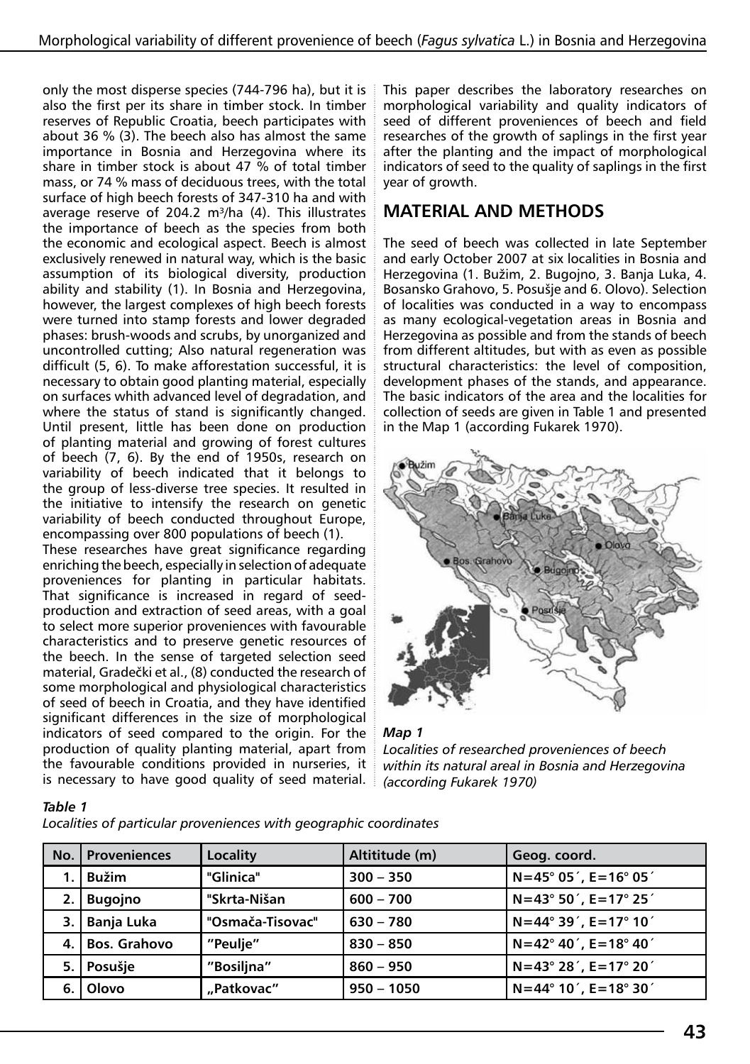only the most disperse species (744-796 ha), but it is also the first per its share in timber stock. In timber reserves of Republic Croatia, beech participates with about 36 % (3). The beech also has almost the same importance in Bosnia and Herzegovina where its share in timber stock is about 47 % of total timber mass, or 74 % mass of deciduous trees, with the total surface of high beech forests of 347-310 ha and with average reserve of 204.2 m$^3$/ha (4). This illustrates the importance of beech as the species from both the economic and ecological aspect. Beech is almost exclusively renewed in natural way, which is the basic assumption of its biological diversity, production ability and stability (1). In Bosnia and Herzegovina, however, the largest complexes of high beech forests were turned into stamp forests and lower degraded phases: brush-woods and scrubs, by unorganized and uncontrolled cutting; Also natural regeneration was difficult (5, 6). To make afforestation successful, it is necessary to obtain good planting material, especially on surfaces whith advanced level of degradation, and where the status of stand is significantly changed. Until present, little has been done on production of planting material and growing of forest cultures of beech (7, 6). By the end of 1950s, research on variability of beech indicated that it belongs to the group of less-diverse tree species. It resulted in the initiative to intensify the research on genetic variability of beech conducted throughout Europe, encompassing over 800 populations of beech (1).

These researches have great significance regarding enriching the beech, especially in selection of adequate proveniences for planting in particular habitats. That significance is increased in regard of seed-production and extraction of seed areas, with a goal to select more superior proveniences with favourable characteristics and to preserve genetic resources of the beech. In the sense of targeted selection seed material, Gradečki et al., (8) conducted the research of some morphological and physiological characteristics of seed of beech in Croatia, and they have identified significant differences in the size of morphological indicators of seed compared to the origin. For the production of quality planting material, apart from the favourable conditions provided in nurseries, it is necessary to have good quality of seed material.

This paper describes the laboratory researches on morphological variability and quality indicators of seed of different proveniences of beech and field researches of the growth of saplings in the first year after the planting and the impact of morphological indicators of seed to the quality of saplings in the first year of growth.

## MATERIAL AND METHODS

The seed of beech was collected in late September and early October 2007 at six localities in Bosnia and Herzegovina (1. Bužim, 2. Bugojno, 3. Banja Luka, 4. Bosansko Grahovo, 5. Posušje and 6. Olovo). Selection of localities was conducted in a way to encompass as many ecological-vegetation areas in Bosnia and Herzegovina as possible and from the stands of beech from different altitudes, but with as even as possible structural characteristics: the level of composition, development phases of the stands, and appearance. The basic indicators of the area and the localities for collection of seeds are given in Table 1 and presented in the Map 1 (according Fukarek 1970).

***Map 1***
*Localities of researched proveniences of beech within its natural areal in Bosnia and Herzegovina (according Fukarek 1970)*

***Table 1***
*Localities of particular proveniences with geographic coordinates*

| No. | Proveniences | Locality | Altititude (m) | Geog. coord. |
|---|---|---|---|---|
| 1. | Bužim | "Glinica" | 300 – 350 | N=45° 05´, E=16° 05´ |
| 2. | Bugojno | "Skrta-Nišan | 600 – 700 | N=43° 50´, E=17° 25´ |
| 3. | Banja Luka | "Osmača-Tisovac" | 630 – 780 | N=44° 39´, E=17° 10´ |
| 4. | Bos. Grahovo | "Peulje" | 830 – 850 | N=42° 40´, E=18° 40´ |
| 5. | Posušje | "Bosiljna" | 860 – 950 | N=43° 28´, E=17° 20´ |
| 6. | Olovo | „Patkovac" | 950 – 1050 | N=44° 10´, E=18° 30´ |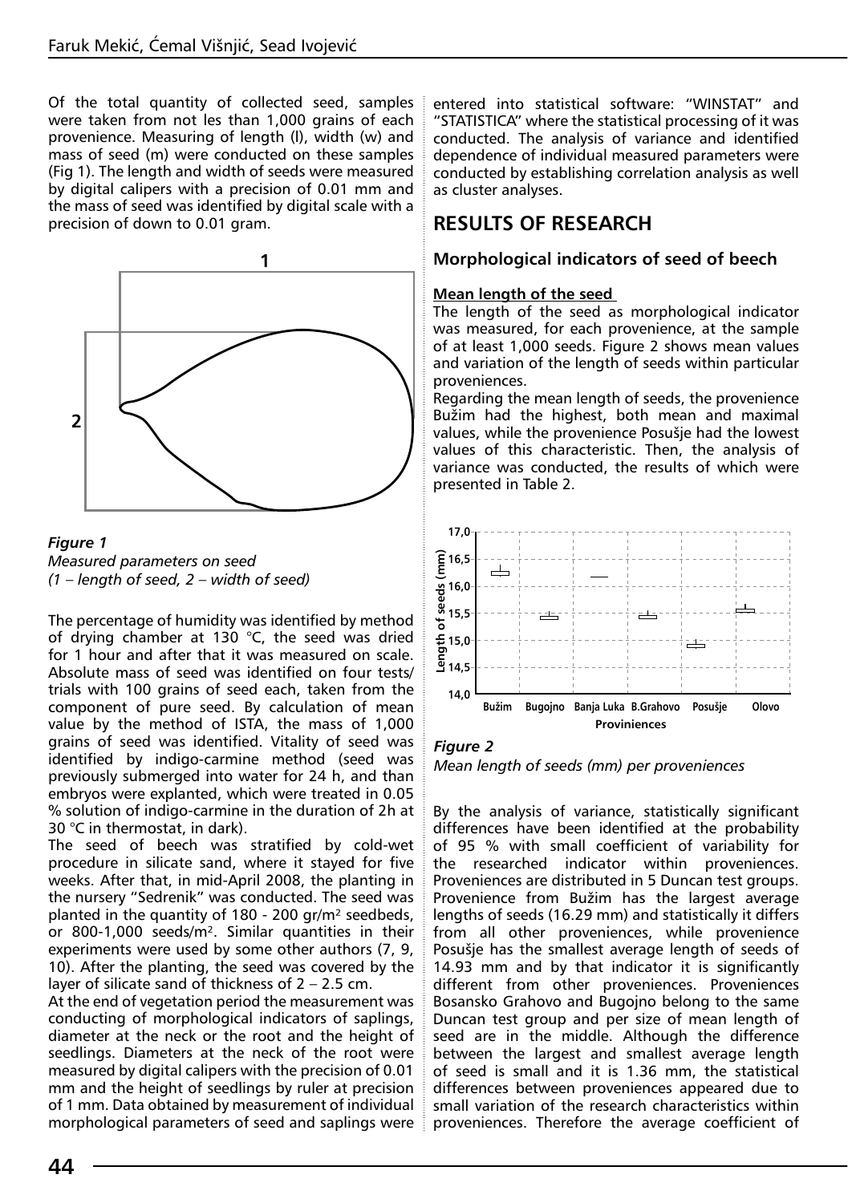Of the total quantity of collected seed, samples were taken from not les than 1,000 grains of each provenience. Measuring of length (l), width (w) and mass of seed (m) were conducted on these samples (Fig 1). The length and width of seeds were measured by digital calipers with a precision of 0.01 mm and the mass of seed was identified by digital scale with a precision of down to 0.01 gram.

*Figure 1*
*Measured parameters on seed (1 – length of seed, 2 – width of seed)*

The percentage of humidity was identified by method of drying chamber at 130 °C, the seed was dried for 1 hour and after that it was measured on scale. Absolute mass of seed was identified on four tests/trials with 100 grains of seed each, taken from the component of pure seed. By calculation of mean value by the method of ISTA, the mass of 1,000 grains of seed was identified. Vitality of seed was identified by indigo-carmine method (seed was previously submerged into water for 24 h, and than embryos were explanted, which were treated in 0.05 % solution of indigo-carmine in the duration of 2h at 30 °C in thermostat, in dark).

The seed of beech was stratified by cold-wet procedure in silicate sand, where it stayed for five weeks. After that, in mid-April 2008, the planting in the nursery "Sedrenik" was conducted. The seed was planted in the quantity of 180 - 200 gr/m² seedbeds, or 800-1,000 seeds/m². Similar quantities in their experiments were used by some other authors (7, 9, 10). After the planting, the seed was covered by the layer of silicate sand of thickness of 2 – 2.5 cm.

At the end of vegetation period the measurement was conducting of morphological indicators of saplings, diameter at the neck or the root and the height of seedlings. Diameters at the neck of the root were measured by digital calipers with the precision of 0.01 mm and the height of seedlings by ruler at precision of 1 mm. Data obtained by measurement of individual morphological parameters of seed and saplings were entered into statistical software: "WINSTAT" and "STATISTICA" where the statistical processing of it was conducted. The analysis of variance and identified dependence of individual measured parameters were conducted by establishing correlation analysis as well as cluster analyses.

## RESULTS OF RESEARCH

### Morphological indicators of seed of beech

**Mean length of the seed**

The length of the seed as morphological indicator was measured, for each provenience, at the sample of at least 1,000 seeds. Figure 2 shows mean values and variation of the length of seeds within particular proveniences.

Regarding the mean length of seeds, the provenience Bužim had the highest, both mean and maximal values, while the provenience Posušje had the lowest values of this characteristic. Then, the analysis of variance was conducted, the results of which were presented in Table 2.

*Figure 2*
*Mean length of seeds (mm) per proveniences*

By the analysis of variance, statistically significant differences have been identified at the probability of 95 % with small coefficient of variability for the researched indicator within proveniences. Proveniences are distributed in 5 Duncan test groups. Provenience from Bužim has the largest average lengths of seeds (16.29 mm) and statistically it differs from all other proveniences, while provenience Posušje has the smallest average length of seeds of 14.93 mm and by that indicator it is significantly different from other proveniences. Proveniences Bosansko Grahovo and Bugojno belong to the same Duncan test group and per size of mean length of seed are in the middle. Although the difference between the largest and smallest average length of seed is small and it is 1.36 mm, the statistical differences between proveniences appeared due to small variation of the research characteristics within proveniences. Therefore the average coefficient of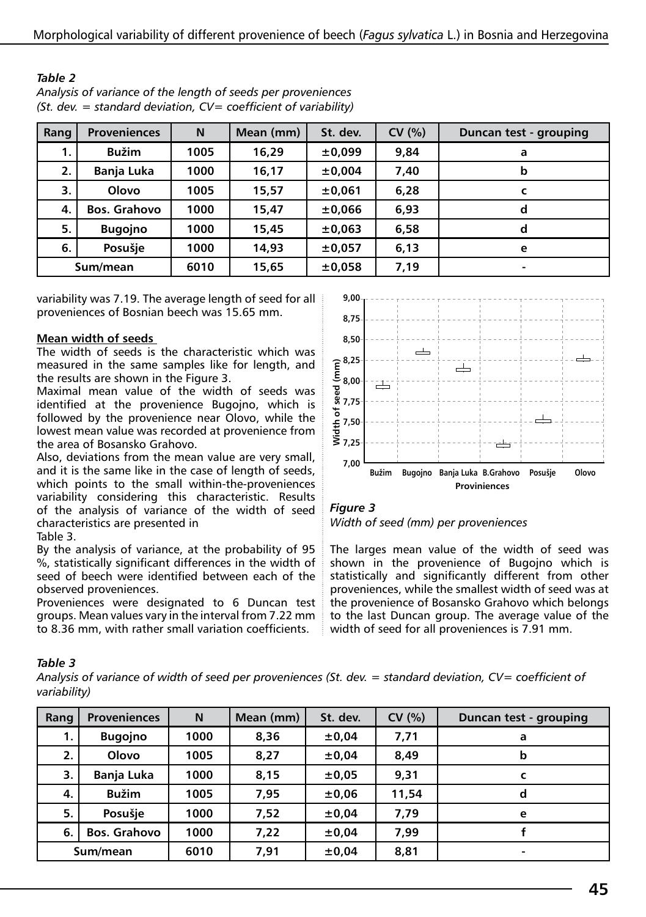*Table 2*

*Analysis of variance of the length of seeds per proveniences (St. dev. = standard deviation, CV= coefficient of variability)*

| Rang | Proveniences | N | Mean (mm) | St. dev. | CV (%) | Duncan test - grouping |
|---|---|---|---|---|---|---|
| 1. | Bužim | 1005 | 16,29 | ±0,099 | 9,84 | a |
| 2. | Banja Luka | 1000 | 16,17 | ±0,004 | 7,40 | b |
| 3. | Olovo | 1005 | 15,57 | ±0,061 | 6,28 | c |
| 4. | Bos. Grahovo | 1000 | 15,47 | ±0,066 | 6,93 | d |
| 5. | Bugojno | 1000 | 15,45 | ±0,063 | 6,58 | d |
| 6. | Posušje | 1000 | 14,93 | ±0,057 | 6,13 | e |
| Sum/mean | | 6010 | 15,65 | ±0,058 | 7,19 | - |

variability was 7.19. The average length of seed for all proveniences of Bosnian beech was 15.65 mm.

**Mean width of seeds**

The width of seeds is the characteristic which was measured in the same samples like for length, and the results are shown in the Figure 3.

Maximal mean value of the width of seeds was identified at the provenience Bugojno, which is followed by the provenience near Olovo, while the lowest mean value was recorded at provenience from the area of Bosansko Grahovo.

Also, deviations from the mean value are very small, and it is the same like in the case of length of seeds, which points to the small within-the-proveniences variability considering this characteristic. Results of the analysis of variance of the width of seed characteristics are presented in Table 3.

By the analysis of variance, at the probability of 95 %, statistically significant differences in the width of seed of beech were identified between each of the observed proveniences.

Proveniences were designated to 6 Duncan test groups. Mean values vary in the interval from 7.22 mm to 8.36 mm, with rather small variation coefficients.

*Figure 3*

*Width of seed (mm) per proveniences*

The larges mean value of the width of seed was shown in the provenience of Bugojno which is statistically and significantly different from other proveniences, while the smallest width of seed was at the provenience of Bosansko Grahovo which belongs to the last Duncan group. The average value of the width of seed for all proveniences is 7.91 mm.

*Table 3*

*Analysis of variance of width of seed per proveniences (St. dev. = standard deviation, CV= coefficient of variability)*

| Rang | Proveniences | N | Mean (mm) | St. dev. | CV (%) | Duncan test - grouping |
|---|---|---|---|---|---|---|
| 1. | Bugojno | 1000 | 8,36 | ±0,04 | 7,71 | a |
| 2. | Olovo | 1005 | 8,27 | ±0,04 | 8,49 | b |
| 3. | Banja Luka | 1000 | 8,15 | ±0,05 | 9,31 | c |
| 4. | Bužim | 1005 | 7,95 | ±0,06 | 11,54 | d |
| 5. | Posušje | 1000 | 7,52 | ±0,04 | 7,79 | e |
| 6. | Bos. Grahovo | 1000 | 7,22 | ±0,04 | 7,99 | f |
| Sum/mean | | 6010 | 7,91 | ±0,04 | 8,81 | - |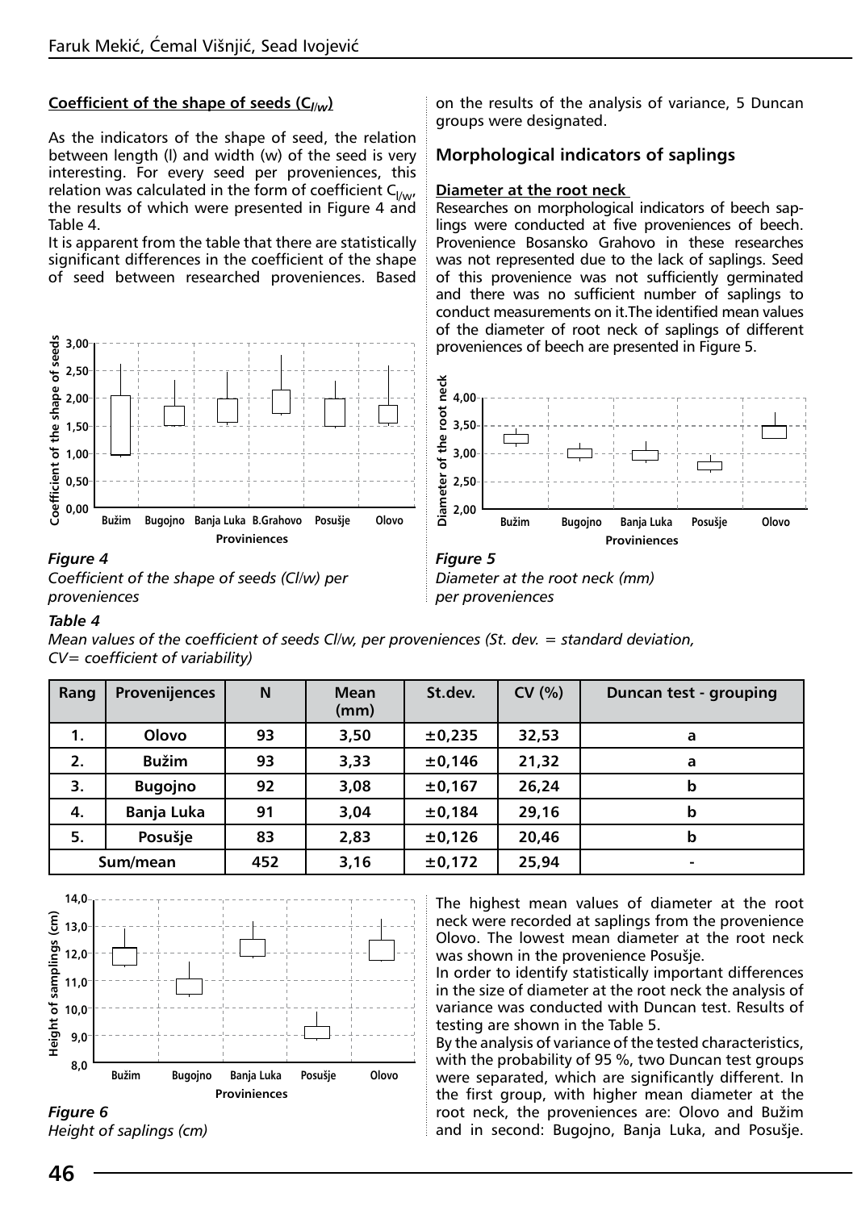#### Coefficient of the shape of seeds ($C_{l/w}$)

As the indicators of the shape of seed, the relation between length (l) and width (w) of the seed is very interesting. For every seed per proveniences, this relation was calculated in the form of coefficient $C_{l/w}$, the results of which were presented in Figure 4 and Table 4.

It is apparent from the table that there are statistically significant differences in the coefficient of the shape of seed between researched proveniences. Based on the results of the analysis of variance, 5 Duncan groups were designated.

*Figure 4*
*Coefficient of the shape of seeds (Cl/w) per proveniences*

### Morphological indicators of saplings

#### Diameter at the root neck

Researches on morphological indicators of beech saplings were conducted at five proveniences of beech. Provenience Bosansko Grahovo in these researches was not represented due to the lack of saplings. Seed of this provenience was not sufficiently germinated and there was no sufficient number of saplings to conduct measurements on it. The identified mean values of the diameter of root neck of saplings of different proveniences of beech are presented in Figure 5.

*Figure 5*
*Diameter at the root neck (mm) per proveniences*

*Table 4*
*Mean values of the coefficient of seeds Cl/w, per proveniences (St. dev. = standard deviation, CV= coefficient of variability)*

| Rang | Provenijences | N | Mean (mm) | St.dev. | CV (%) | Duncan test - grouping |
|---|---|---|---|---|---|---|
| 1. | Olovo | 93 | 3,50 | ±0,235 | 32,53 | a |
| 2. | Bužim | 93 | 3,33 | ±0,146 | 21,32 | a |
| 3. | Bugojno | 92 | 3,08 | ±0,167 | 26,24 | b |
| 4. | Banja Luka | 91 | 3,04 | ±0,184 | 29,16 | b |
| 5. | Posušje | 83 | 2,83 | ±0,126 | 20,46 | b |
| Sum/mean | | 452 | 3,16 | ±0,172 | 25,94 | - |

*Figure 6*
*Height of saplings (cm)*

The highest mean values of diameter at the root neck were recorded at saplings from the provenience Olovo. The lowest mean diameter at the root neck was shown in the provenience Posušje.

In order to identify statistically important differences in the size of diameter at the root neck the analysis of variance was conducted with Duncan test. Results of testing are shown in the Table 5.

By the analysis of variance of the tested characteristics, with the probability of 95 %, two Duncan test groups were separated, which are significantly different. In the first group, with higher mean diameter at the root neck, the proveniences are: Olovo and Bužim and in second: Bugojno, Banja Luka, and Posušje.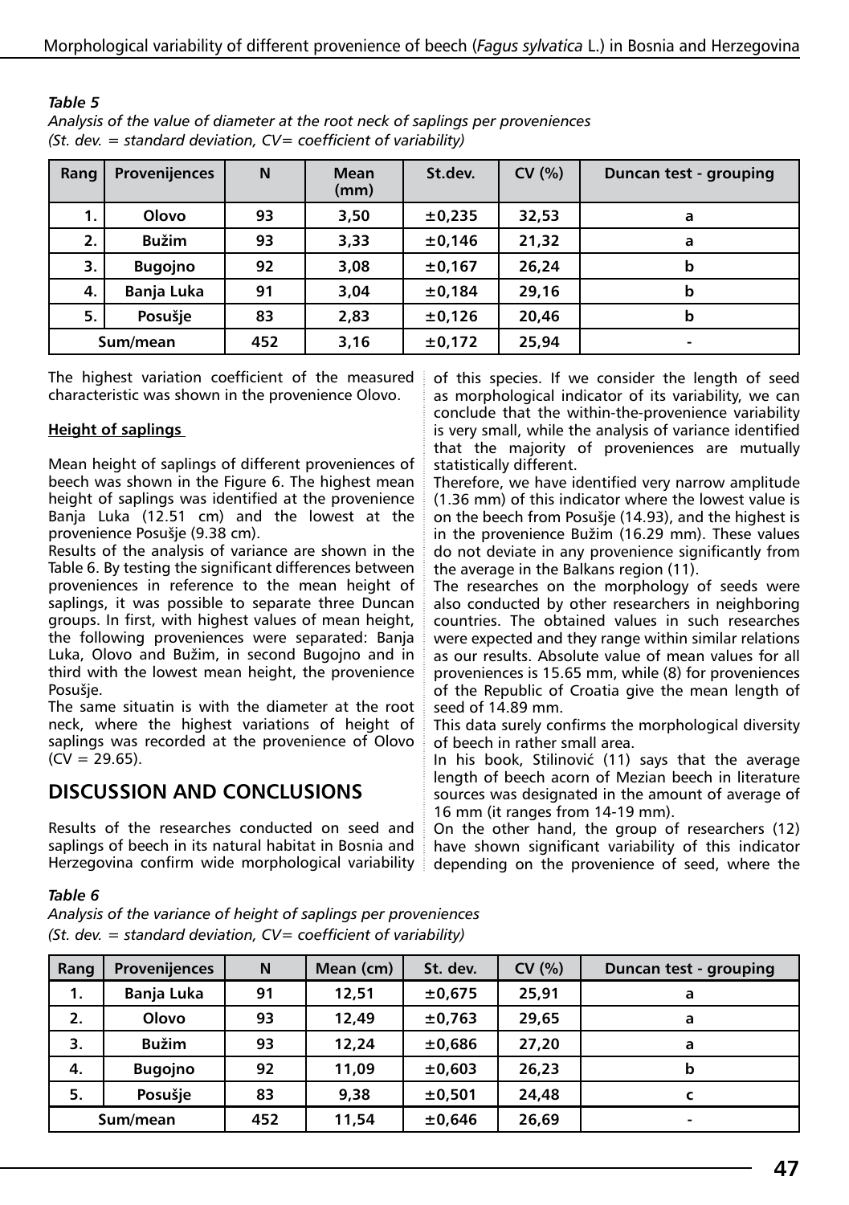*Table 5*
*Analysis of the value of diameter at the root neck of saplings per provenieces (St. dev. = standard deviation, CV= coefficient of variability)*

| Rang | Provenijences | N | Mean (mm) | St.dev. | CV (%) | Duncan test - grouping |
|---|---|---|---|---|---|---|
| 1. | Olovo | 93 | 3,50 | ±0,235 | 32,53 | a |
| 2. | Bužim | 93 | 3,33 | ±0,146 | 21,32 | a |
| 3. | Bugojno | 92 | 3,08 | ±0,167 | 26,24 | b |
| 4. | Banja Luka | 91 | 3,04 | ±0,184 | 29,16 | b |
| 5. | Posušje | 83 | 2,83 | ±0,126 | 20,46 | b |
| Sum/mean | | 452 | 3,16 | ±0,172 | 25,94 | - |

The highest variation coefficient of the measured characteristic was shown in the provenience Olovo.

**Height of saplings**

Mean height of saplings of different provenienсes of beech was shown in the Figure 6. The highest mean height of saplings was identified at the provenience Banja Luka (12.51 cm) and the lowest at the provenience Posušje (9.38 cm).

Results of the analysis of variance are shown in the Table 6. By testing the significant differences between provenienсes in reference to the mean height of saplings, it was possible to separate three Duncan groups. In first, with highest values of mean height, the following provenienсes were separated: Banja Luka, Olovo and Bužim, in second Bugojno and in third with the lowest mean height, the provenience Posušje.

The same situatin is with the diameter at the root neck, where the highest variations of height of saplings was recorded at the provenience of Olovo (CV = 29.65).

## DISCUSSION AND CONCLUSIONS

Results of the researches conducted on seed and saplings of beech in its natural habitat in Bosnia and Herzegovina confirm wide morphological variability of this species. If we consider the length of seed as morphological indicator of its variability, we can conclude that the within-the-provenience variability is very small, while the analysis of variance identified that the majority of provenienсes are mutually statistically different.

Therefore, we have identified very narrow amplitude (1.36 mm) of this indicator where the lowest value is on the beech from Posušje (14.93), and the highest is in the provenience Bužim (16.29 mm). These values do not deviate in any provenience significantly from the average in the Balkans region (11).

The researches on the morphology of seeds were also conducted by other researchers in neighboring countries. The obtained values in such researches were expected and they range within similar relations as our results. Absolute value of mean values for all provenienсes is 15.65 mm, while (8) for provenienсes of the Republic of Croatia give the mean length of seed of 14.89 mm.

This data surely confirms the morphological diversity of beech in rather small area.

In his book, Stilinović (11) says that the average length of beech acorn of Mezian beech in literature sources was designated in the amount of average of 16 mm (it ranges from 14-19 mm).

On the other hand, the group of researchers (12) have shown significant variability of this indicator depending on the provenience of seed, where the

*Table 6*
*Analysis of the variance of height of saplings per provenienсes (St. dev. = standard deviation, CV= coefficient of variability)*

| Rang | Provenijences | N | Mean (cm) | St. dev. | CV (%) | Duncan test - grouping |
|---|---|---|---|---|---|---|
| 1. | Banja Luka | 91 | 12,51 | ±0,675 | 25,91 | a |
| 2. | Olovo | 93 | 12,49 | ±0,763 | 29,65 | a |
| 3. | Bužim | 93 | 12,24 | ±0,686 | 27,20 | a |
| 4. | Bugojno | 92 | 11,09 | ±0,603 | 26,23 | b |
| 5. | Posušje | 83 | 9,38 | ±0,501 | 24,48 | c |
| Sum/mean | | 452 | 11,54 | ±0,646 | 26,69 | - |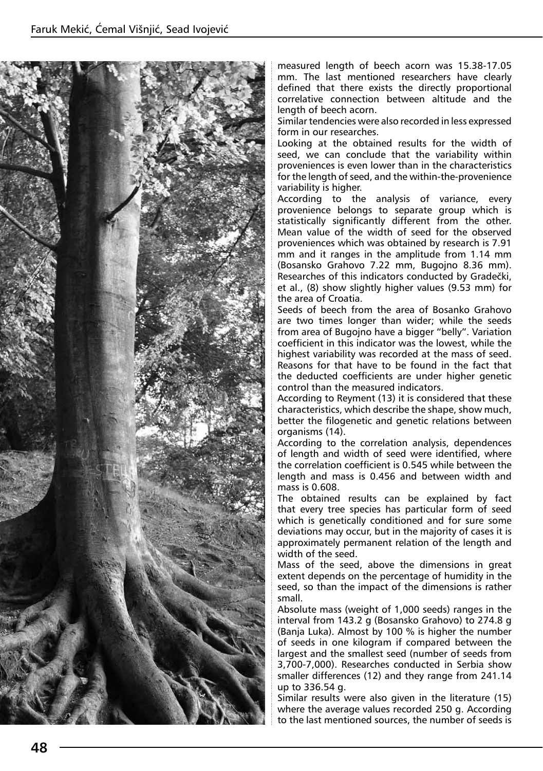measured length of beech acorn was 15.38-17.05 mm. The last mentioned researchers have clearly defined that there exists the directly proportional correlative connection between altitude and the length of beech acorn.

Similar tendencies were also recorded in less expressed form in our researches.

Looking at the obtained results for the width of seed, we can conclude that the variability within proveniences is even lower than in the characteristics for the length of seed, and the within-the-provenience variability is higher.

According to the analysis of variance, every provenience belongs to separate group which is statistically significantly different from the other. Mean value of the width of seed for the observed proveniences which was obtained by research is 7.91 mm and it ranges in the amplitude from 1.14 mm (Bosansko Grahovo 7.22 mm, Bugojno 8.36 mm). Researches of this indicators conducted by Gradečki, et al., (8) show slightly higher values (9.53 mm) for the area of Croatia.

Seeds of beech from the area of Bosanko Grahovo are two times longer than wider; while the seeds from area of Bugojno have a bigger "belly". Variation coefficient in this indicator was the lowest, while the highest variability was recorded at the mass of seed. Reasons for that have to be found in the fact that the deducted coefficients are under higher genetic control than the measured indicators.

According to Reyment (13) it is considered that these characteristics, which describe the shape, show much, better the filogenetic and genetic relations between organisms (14).

According to the correlation analysis, dependences of length and width of seed were identified, where the correlation coefficient is 0.545 while between the length and mass is 0.456 and between width and mass is 0.608.

The obtained results can be explained by fact that every tree species has particular form of seed which is genetically conditioned and for sure some deviations may occur, but in the majority of cases it is approximately permanent relation of the length and width of the seed.

Mass of the seed, above the dimensions in great extent depends on the percentage of humidity in the seed, so than the impact of the dimensions is rather small.

Absolute mass (weight of 1,000 seeds) ranges in the interval from 143.2 g (Bosansko Grahovo) to 274.8 g (Banja Luka). Almost by 100 % is higher the number of seeds in one kilogram if compared between the largest and the smallest seed (number of seeds from 3,700-7,000). Researches conducted in Serbia show smaller differences (12) and they range from 241.14 up to 336.54 g.

Similar results were also given in the literature (15) where the average values recorded 250 g. According to the last mentioned sources, the number of seeds is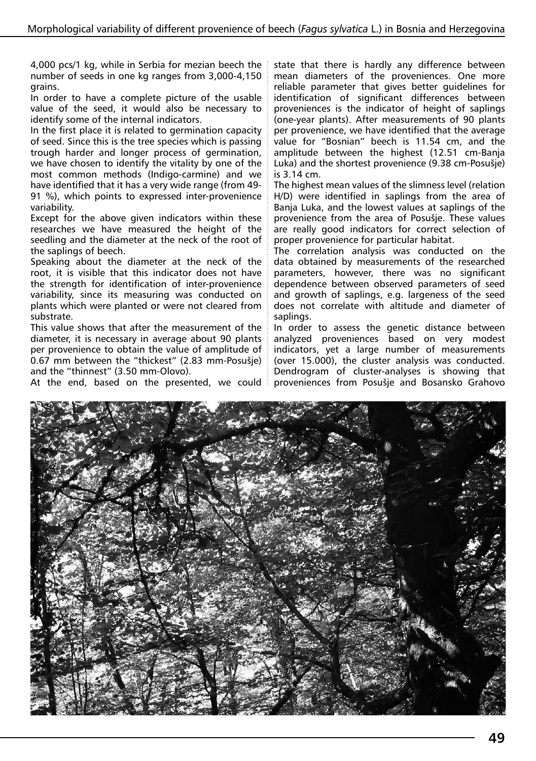4,000 pcs/1 kg, while in Serbia for mezian beech the number of seeds in one kg ranges from 3,000-4,150 grains.

In order to have a complete picture of the usable value of the seed, it would also be necessary to identify some of the internal indicators.

In the first place it is related to germination capacity of seed. Since this is the tree species which is passing trough harder and longer process of germination, we have chosen to identify the vitality by one of the most common methods (Indigo-carmine) and we have identified that it has a very wide range (from 49-91 %), which points to expressed inter-provenience variability.

Except for the above given indicators within these researches we have measured the height of the seedling and the diameter at the neck of the root of the saplings of beech.

Speaking about the diameter at the neck of the root, it is visible that this indicator does not have the strength for identification of inter-provenience variability, since its measuring was conducted on plants which were planted or were not cleared from substrate.

This value shows that after the measurement of the diameter, it is necessary in average about 90 plants per provenience to obtain the value of amplitude of 0.67 mm between the "thickest" (2.83 mm-Posušje) and the "thinnest" (3.50 mm-Olovo).

At the end, based on the presented, we could state that there is hardly any difference between mean diameters of the proveniences. One more reliable parameter that gives better guidelines for identification of significant differences between proveniences is the indicator of height of saplings (one-year plants). After measurements of 90 plants per provenience, we have identified that the average value for "Bosnian" beech is 11.54 cm, and the amplitude between the highest (12.51 cm-Banja Luka) and the shortest provenience (9.38 cm-Posušje) is 3.14 cm.

The highest mean values of the slimness level (relation H/D) were identified in saplings from the area of Banja Luka, and the lowest values at saplings of the provenience from the area of Posušje. These values are really good indicators for correct selection of proper provenience for particular habitat.

The correlation analysis was conducted on the data obtained by measurements of the researched parameters, however, there was no significant dependence between observed parameters of seed and growth of saplings, e.g. largeness of the seed does not correlate with altitude and diameter of saplings.

In order to assess the genetic distance between analyzed proveniences based on very modest indicators, yet a large number of measurements (over 15.000), the cluster analysis was conducted. Dendrogram of cluster-analyses is showing that proveniences from Posušje and Bosansko Grahovo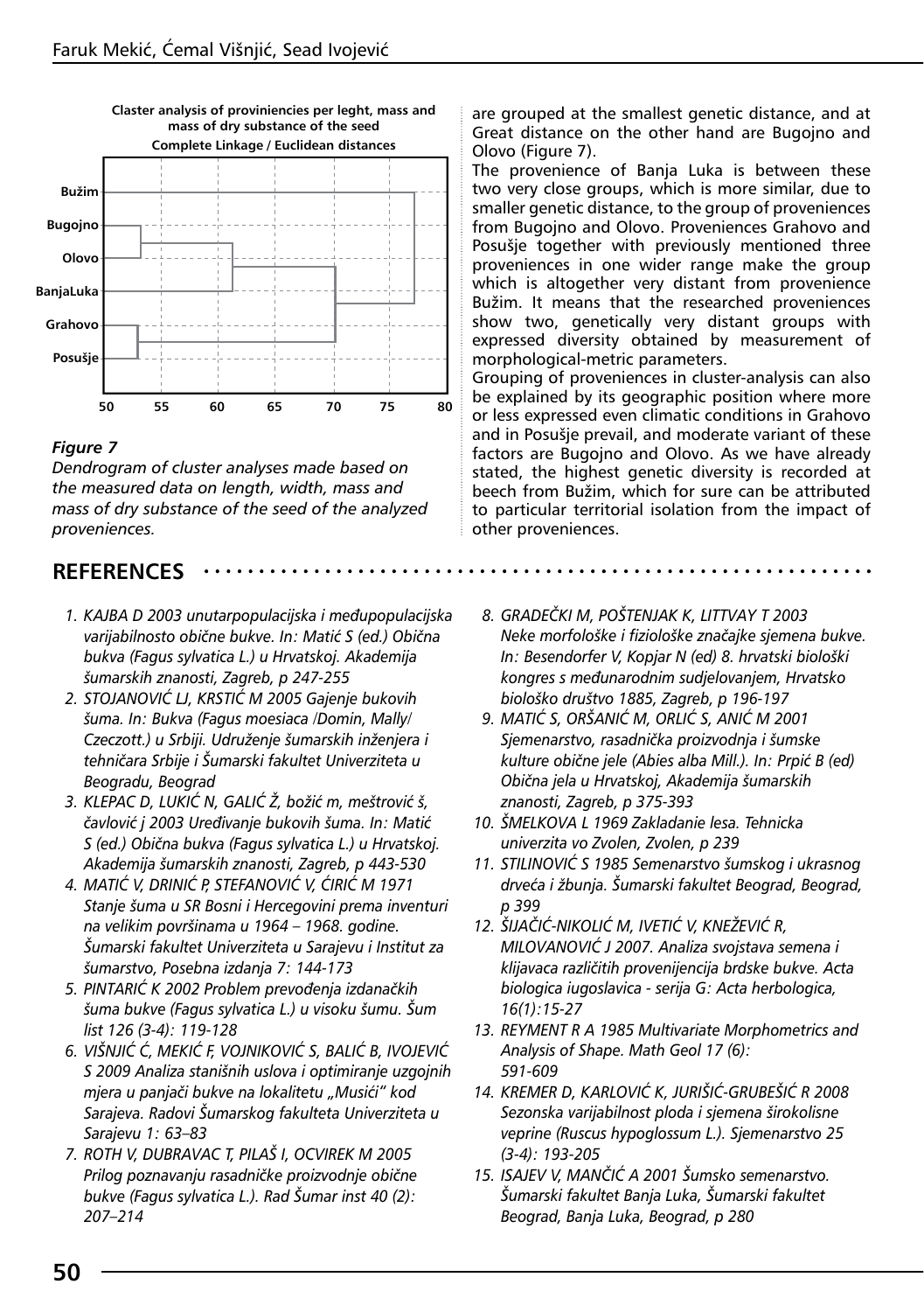Claster analysis of proviniencies per leght, mass and mass of dry substance of the seed

Complete Linkage / Euclidean distances

Bužim

Bugojno

Olovo

BanjaLuka

Grahovo

Posušje

50 55 60 65 70 75 80

*Figure 7*

*Dendrogram of cluster analyses made based on the measured data on length, width, mass and mass of dry substance of the seed of the analyzed proveniences.*

are grouped at the smallest genetic distance, and at Great distance on the other hand are Bugojno and Olovo (Figure 7).

The provenience of Banja Luka is between these two very close groups, which is more similar, due to smaller genetic distance, to the group of proveniences from Bugojno and Olovo. Proveniences Grahovo and Posušje together with previously mentioned three proveniences in one wider range make the group which is altogether very distant from provenience Bužim. It means that the researched proveniences show two, genetically very distant groups with expressed diversity obtained by measurement of morphological-metric parameters.

Grouping of proveniences in cluster-analysis can also be explained by its geographic position where more or less expressed even climatic conditions in Grahovo and in Posušje prevail, and moderate variant of these factors are Bugojno and Olovo. As we have already stated, the highest genetic diversity is recorded at beech from Bužim, which for sure can be attributed to particular territorial isolation from the impact of other proveniences.

## REFERENCES

1. *KAJBA D 2003 unutarpopulacijska i međupopulacijska varijabilnosto obične bukve. In: Matić S (ed.) Obična bukva (Fagus sylvatica L.) u Hrvatskoj. Akademija šumarskih znanosti, Zagreb, p 247-255*
2. *STOJANOVIĆ LJ, KRSTIĆ M 2005 Gajenje bukovih šuma. In: Bukva (Fagus moesiaca /Domin, Mally/ Czeczott.) u Srbiji. Udruženje šumarskih inženjera i tehničara Srbije i Šumarski fakultet Univerziteta u Beogradu, Beograd*
3. *KLEPAC D, LUKIĆ N, GALIĆ Ž, božić m, meštrović š, čavlović j 2003 Uređivanje bukovih šuma. In: Matić S (ed.) Obična bukva (Fagus sylvatica L.) u Hrvatskoj. Akademija šumarskih znanosti, Zagreb, p 443-530*
4. *MATIĆ V, DRINIĆ P, STEFANOVIĆ V, ĆIRIĆ M 1971 Stanje šuma u SR Bosni i Hercegovini prema inventuri na velikim površinama u 1964 – 1968. godine. Šumarski fakultet Univerziteta u Sarajevu i Institut za šumarstvo, Posebna izdanja 7: 144-173*
5. *PINTARIĆ K 2002 Problem prevođenja izdanačkih šuma bukve (Fagus sylvatica L.) u visoku šumu. Šum list 126 (3-4): 119-128*
6. *VIŠNJIĆ Ć, MEKIĆ F, VOJNIKOVIĆ S, BALIĆ B, IVOJEVIĆ S 2009 Analiza stanišnih uslova i optimiranje uzgojnih mjera u panjači bukve na lokalitetu „Musići" kod Sarajeva. Radovi Šumarskog fakulteta Univerziteta u Sarajevu 1: 63–83*
7. *ROTH V, DUBRAVAC T, PILAŠ I, OCVIREK M 2005 Prilog poznavanju rasadničke proizvodnje obične bukve (Fagus sylvatica L.). Rad Šumar inst 40 (2): 207–214*
8. *GRADEČKI M, POŠTENJAK K, LITTVAY T 2003 Neke morfološke i fiziološke značajke sjemena bukve. In: Besendorfer V, Kopjar N (ed) 8. hrvatski biološki kongres s međunarodnim sudjelovanjem, Hrvatsko biološko društvo 1885, Zagreb, p 196-197*
9. *MATIĆ S, ORŠANIĆ M, ORLIĆ S, ANIĆ M 2001 Sjemenarstvo, rasadnička proizvodnja i šumske kulture obične jele (Abies alba Mill.). In: Prpić B (ed) Obična jela u Hrvatskoj, Akademija šumarskih znanosti, Zagreb, p 375-393*
10. *ŠMELKOVA L 1969 Zakladanie lesa. Tehnicka univerzita vo Zvolen, Zvolen, p 239*
11. *STILINOVIĆ S 1985 Semenarstvo šumskog i ukrasnog drveća i žbunja. Šumarski fakultet Beograd, Beograd, p 399*
12. *ŠIJAČIĆ-NIKOLIĆ M, IVETIĆ V, KNEŽEVIĆ R, MILOVANOVIĆ J 2007. Analiza svojstava semena i klijavaca različitih provenijencija brdske bukve. Acta biologica iugoslavica - serija G: Acta herbologica, 16(1):15-27*
13. *REYMENT R A 1985 Multivariate Morphometrics and Analysis of Shape. Math Geol 17 (6): 591-609*
14. *KREMER D, KARLOVIĆ K, JURIŠIĆ-GRUBEŠIĆ R 2008 Sezonska varijabilnost ploda i sjemena širokolisne veprine (Ruscus hypoglossum L.). Sjemenarstvo 25 (3-4): 193-205*
15. *ISAJEV V, MANČIĆ A 2001 Šumsko semenarstvo. Šumarski fakultet Banja Luka, Šumarski fakultet Beograd, Banja Luka, Beograd, p 280*